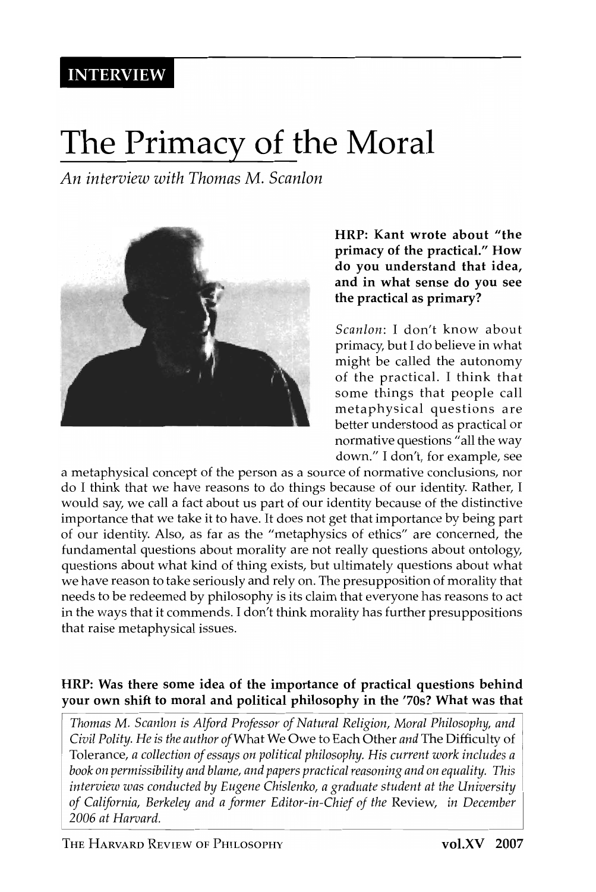INTERVIEW

# The Primacy of the Moral

*An interview with Thomas M. Scanlon*

**HRP: Kant wrote about "the primacy of the practical." How do you understand that idea, and in what sense do you see the practical as primary?**

*Scanlon*: I don't know about primacy, but I do believe in what might be called the autonomy of the practical. I think that some things that people call metaphysical questions are better understood as practical or normative questions "all the way down." I don't, for example, see a metaphysical concept of the person as a source of normative conclusions, nor do I think that we have reasons to do things because of our identity. Rather, I would say, we call a fact about us part of our identity because of the distinctive importance that we take it to have. It does not get that importance by being part of our identity. Also, as far as the "metaphysics of ethics" are concerned, the fundamental questions about morality are not really questions about ontology, questions about what kind of thing exists, but ultimately questions about what we have reason to take seriously and rely on. The presupposition of morality that needs to be redeemed by philosophy is its claim that everyone has reasons to act in the ways that it commends. I don't think morality has further presuppositions that raise metaphysical issues.

**HRP: Was there some idea of the importance of practical questions behind your own shift to moral and political philosophy in the '70s? What was that**

*Thomas M. Scanlon is Alford Professor of Natural Religion, Moral Philosophy, and Civil Polity. He is the author of* What We Owe to Each Other *and* The Difficulty of Tolerance, *a collection of essays on political philosophy. His current work includes a book on permissibility and blame, and papers practical reasoning and on equality. This interview was conducted by Eugene Chislenko, a graduate student at the University of California, Berkeley and a former Editor-in-Chief of the* Review, *in December 2006 at Harvard.*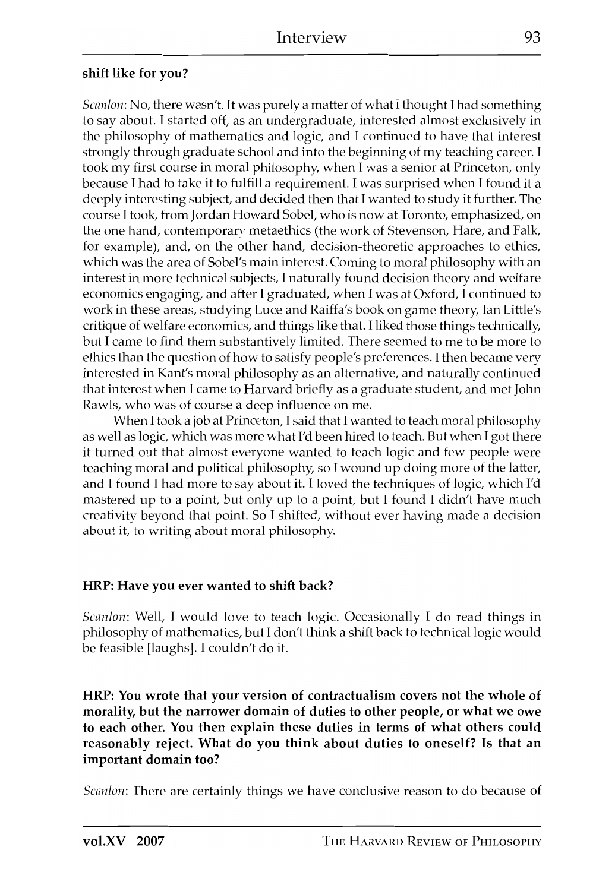**shift like for you?**

*Scanlon*: No, there wasn't. It was purely a matter of what I thought I had something to say about. I started off, as an undergraduate, interested almost exclusively in the philosophy of mathematics and logic, and I continued to have that interest strongly through graduate school and into the beginning of my teaching career. I took my first course in moral philosophy, when I was a senior at Princeton, only because I had to take it to fulfill a requirement. I was surprised when I found it a deeply interesting subject, and decided then that I wanted to study it further. The course I took, from Jordan Howard Sobel, who is now at Toronto, emphasized, on the one hand, contemporary metaethics (the work of Stevenson, Hare, and Falk, for example), and, on the other hand, decision-theoretic approaches to ethics, which was the area of Sobel's main interest. Coming to moral philosophy with an interest in more technical subjects, I naturally found decision theory and welfare economics engaging, and after I graduated, when I was at Oxford, I continued to work in these areas, studying Luce and Raiffa's book on game theory, Ian Little's critique of welfare economics, and things like that. I liked those things technically, but I came to find them substantively limited. There seemed to me to be more to ethics than the question of how to satisfy people's preferences. I then became very interested in Kant's moral philosophy as an alternative, and naturally continued that interest when I came to Harvard briefly as a graduate student, and met John Rawls, who was of course a deep influence on me.

When I took a job at Princeton, I said that I wanted to teach moral philosophy as well as logic, which was more what I'd been hired to teach. But when I got there it turned out that almost everyone wanted to teach logic and few people were teaching moral and political philosophy, so I wound up doing more of the latter, and I found I had more to say about it. I loved the techniques of logic, which I'd mastered up to a point, but only up to a point, but I found I didn't have much creativity beyond that point. So I shifted, without ever having made a decision about it, to writing about moral philosophy.

**HRP: Have you ever wanted to shift back?**

*Scanlon*: Well, I would love to teach logic. Occasionally I do read things in philosophy of mathematics, but I don't think a shift back to technical logic would be feasible [laughs]. I couldn't do it.

**HRP: You wrote that your version of contractualism covers not the whole of morality, but the narrower domain of duties to other people, or what we owe to each other. You then explain these duties in terms of what others could reasonably reject. What do you think about duties to oneself? Is that an important domain too?**

*Scanlon*: There are certainly things we have conclusive reason to do because of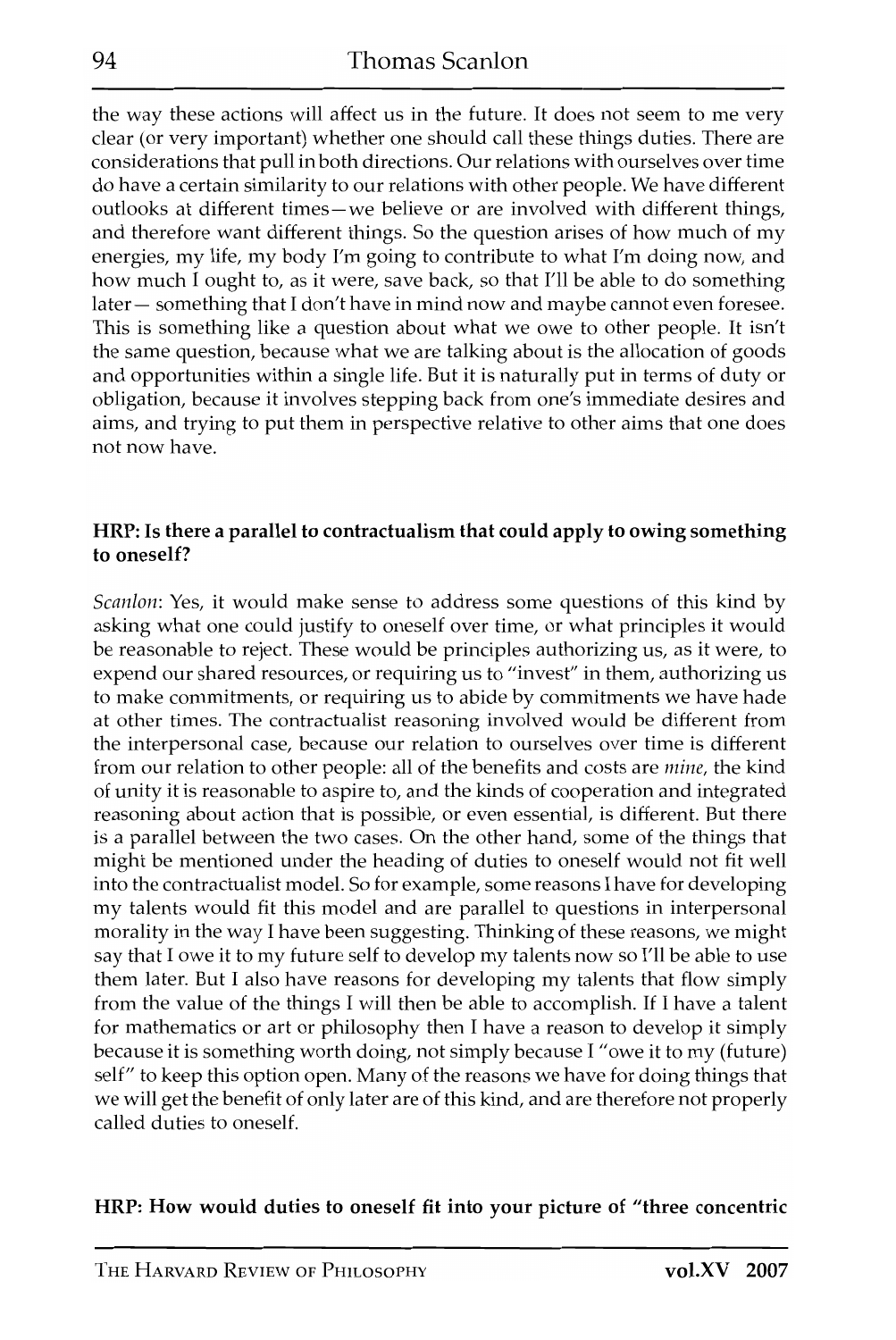the way these actions will affect us in the future. It does not seem to me very clear (or very important) whether one should call these things duties. There are considerations that pull in both directions. Our relations with ourselves over time do have a certain similarity to our relations with other people. We have different outlooks at different times—we believe or are involved with different things, and therefore want different things. So the question arises of how much of my energies, my life, my body I'm going to contribute to what I'm doing now, and how much I ought to, as it were, save back, so that I'll be able to do something later— something that I don't have in mind now and maybe cannot even foresee. This is something like a question about what we owe to other people. It isn't the same question, because what we are talking about is the allocation of goods and opportunities within a single life. But it is naturally put in terms of duty or obligation, because it involves stepping back from one's immediate desires and aims, and trying to put them in perspective relative to other aims that one does not now have.

**HRP: Is there a parallel to contractualism that could apply to owing something to oneself?**

*Scanlon*: Yes, it would make sense to address some questions of this kind by asking what one could justify to oneself over time, or what principles it would be reasonable to reject. These would be principles authorizing us, as it were, to expend our shared resources, or requiring us to "invest" in them, authorizing us to make commitments, or requiring us to abide by commitments we have hade at other times. The contractualist reasoning involved would be different from the interpersonal case, because our relation to ourselves over time is different from our relation to other people: all of the benefits and costs are *mine*, the kind of unity it is reasonable to aspire to, and the kinds of cooperation and integrated reasoning about action that is possible, or even essential, is different. But there is a parallel between the two cases. On the other hand, some of the things that might be mentioned under the heading of duties to oneself would not fit well into the contractualist model. So for example, some reasons I have for developing my talents would fit this model and are parallel to questions in interpersonal morality in the way I have been suggesting. Thinking of these reasons, we might say that I owe it to my future self to develop my talents now so I'll be able to use them later. But I also have reasons for developing my talents that flow simply from the value of the things I will then be able to accomplish. If I have a talent for mathematics or art or philosophy then I have a reason to develop it simply because it is something worth doing, not simply because I "owe it to my (future) self" to keep this option open. Many of the reasons we have for doing things that we will get the benefit of only later are of this kind, and are therefore not properly called duties to oneself.

**HRP: How would duties to oneself fit into your picture of "three concentric**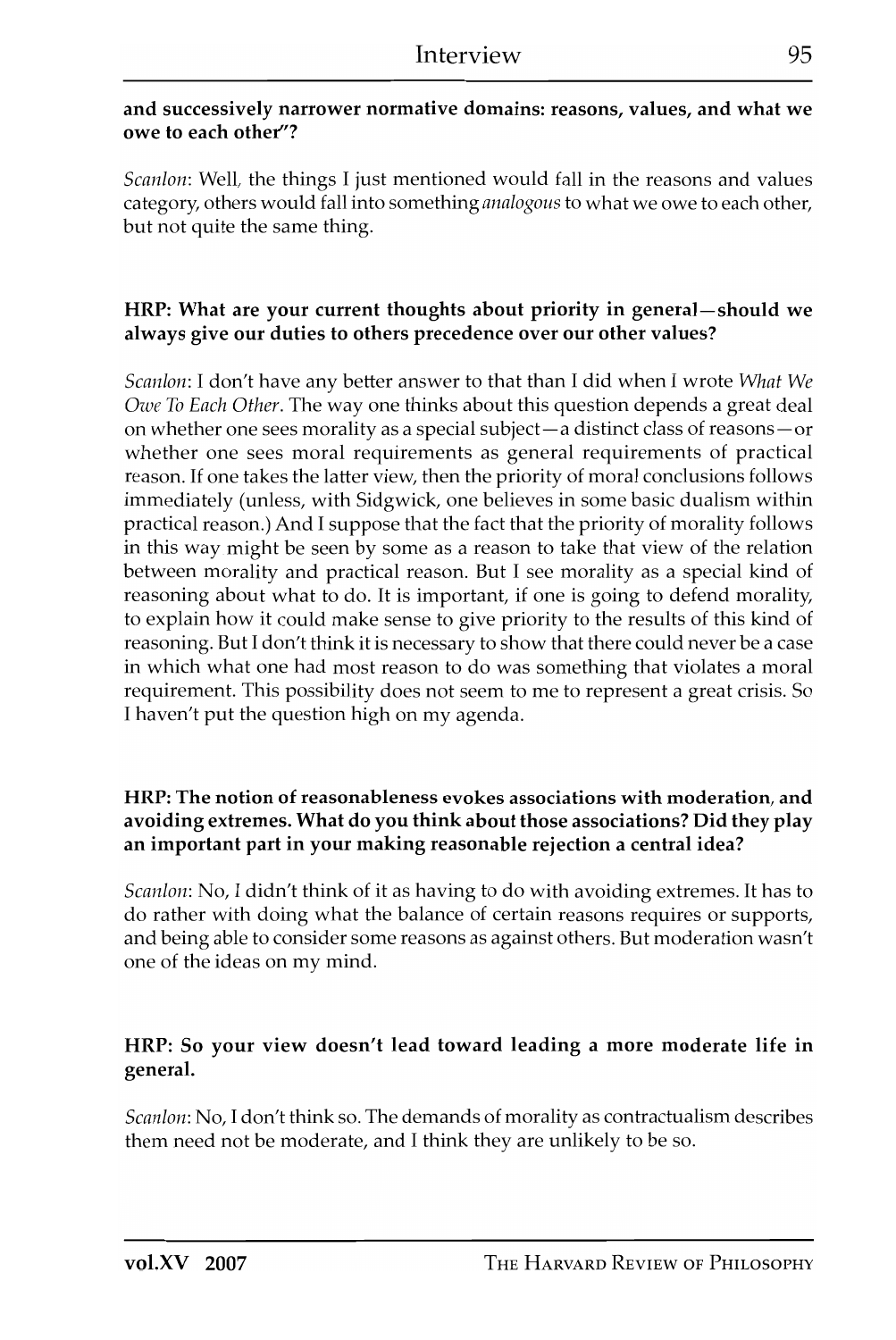**and successively narrower normative domains: reasons, values, and what we owe to each other"?**

*Scanlon*: Well, the things I just mentioned would fall in the reasons and values category, others would fall into something *analogous* to what we owe to each other, but not quite the same thing.

**HRP: What are your current thoughts about priority in general—should we always give our duties to others precedence over our other values?**

*Scanlon*: I don't have any better answer to that than I did when I wrote *What We Owe To Each Other*. The way one thinks about this question depends a great deal on whether one sees morality as a special subject—a distinct class of reasons—or whether one sees moral requirements as general requirements of practical reason. If one takes the latter view, then the priority of moral conclusions follows immediately (unless, with Sidgwick, one believes in some basic dualism within practical reason.) And I suppose that the fact that the priority of morality follows in this way might be seen by some as a reason to take that view of the relation between morality and practical reason. But I see morality as a special kind of reasoning about what to do. It is important, if one is going to defend morality, to explain how it could make sense to give priority to the results of this kind of reasoning. But I don't think it is necessary to show that there could never be a case in which what one had most reason to do was something that violates a moral requirement. This possibility does not seem to me to represent a great crisis. So I haven't put the question high on my agenda.

**HRP: The notion of reasonableness evokes associations with moderation, and avoiding extremes. What do you think about those associations? Did they play an important part in your making reasonable rejection a central idea?**

*Scanlon*: No, I didn't think of it as having to do with avoiding extremes. It has to do rather with doing what the balance of certain reasons requires or supports, and being able to consider some reasons as against others. But moderation wasn't one of the ideas on my mind.

**HRP: So your view doesn't lead toward leading a more moderate life in general.**

*Scanlon*: No, I don't think so. The demands of morality as contractualism describes them need not be moderate, and I think they are unlikely to be so.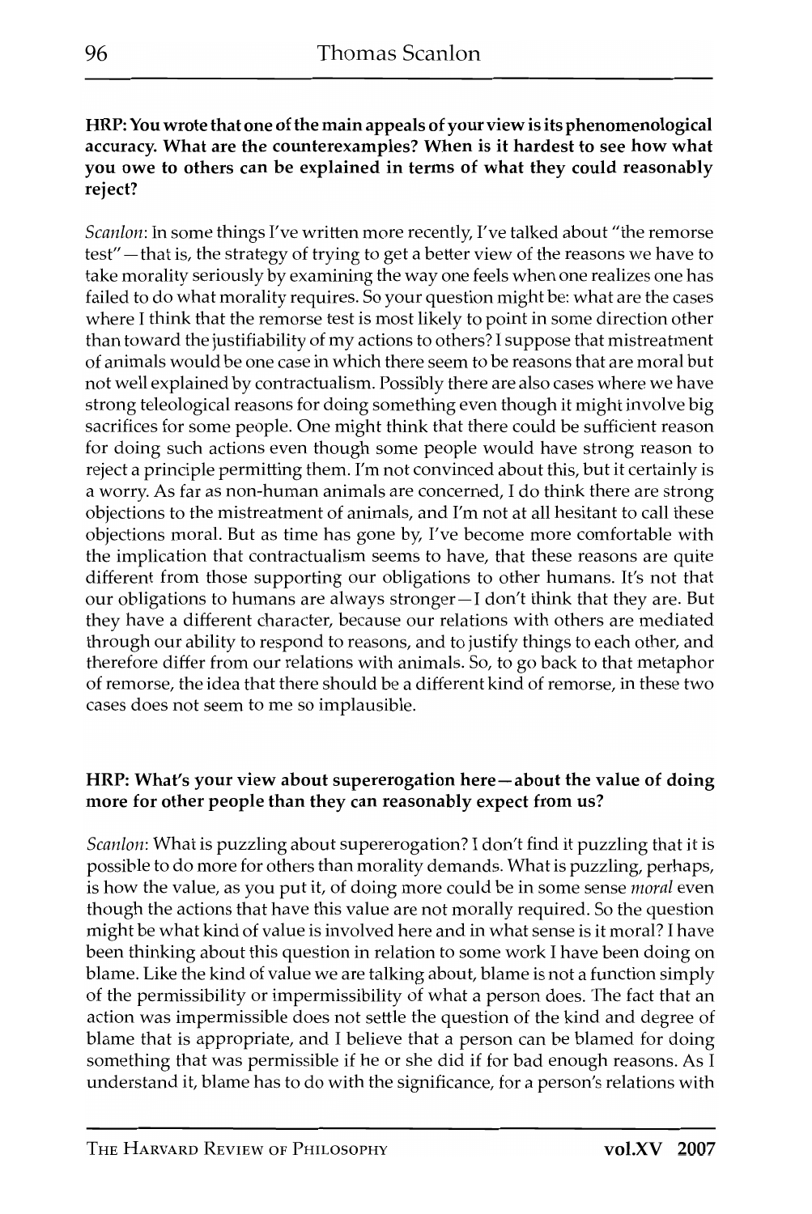**HRP: You wrote that one of the main appeals of your view is its phenomenological accuracy. What are the counterexamples? When is it hardest to see how what you owe to others can be explained in terms of what they could reasonably reject?**

*Scanlon*: In some things I've written more recently, I've talked about "the remorse test"—that is, the strategy of trying to get a better view of the reasons we have to take morality seriously by examining the way one feels when one realizes one has failed to do what morality requires. So your question might be: what are the cases where I think that the remorse test is most likely to point in some direction other than toward the justifiability of my actions to others? I suppose that mistreatment of animals would be one case in which there seem to be reasons that are moral but not well explained by contractualism. Possibly there are also cases where we have strong teleological reasons for doing something even though it might involve big sacrifices for some people. One might think that there could be sufficient reason for doing such actions even though some people would have strong reason to reject a principle permitting them. I'm not convinced about this, but it certainly is a worry. As far as non-human animals are concerned, I do think there are strong objections to the mistreatment of animals, and I'm not at all hesitant to call these objections moral. But as time has gone by, I've become more comfortable with the implication that contractualism seems to have, that these reasons are quite different from those supporting our obligations to other humans. It's not that our obligations to humans are always stronger—I don't think that they are. But they have a different character, because our relations with others are mediated through our ability to respond to reasons, and to justify things to each other, and therefore differ from our relations with animals. So, to go back to that metaphor of remorse, the idea that there should be a different kind of remorse, in these two cases does not seem to me so implausible.

**HRP: What's your view about supererogation here—about the value of doing more for other people than they can reasonably expect from us?**

*Scanlon*: What is puzzling about supererogation? I don't find it puzzling that it is possible to do more for others than morality demands. What is puzzling, perhaps, is how the value, as you put it, of doing more could be in some sense *moral* even though the actions that have this value are not morally required. So the question might be what kind of value is involved here and in what sense is it moral? I have been thinking about this question in relation to some work I have been doing on blame. Like the kind of value we are talking about, blame is not a function simply of the permissibility or impermissibility of what a person does. The fact that an action was impermissible does not settle the question of the kind and degree of blame that is appropriate, and I believe that a person can be blamed for doing something that was permissible if he or she did if for bad enough reasons. As I understand it, blame has to do with the significance, for a person's relations with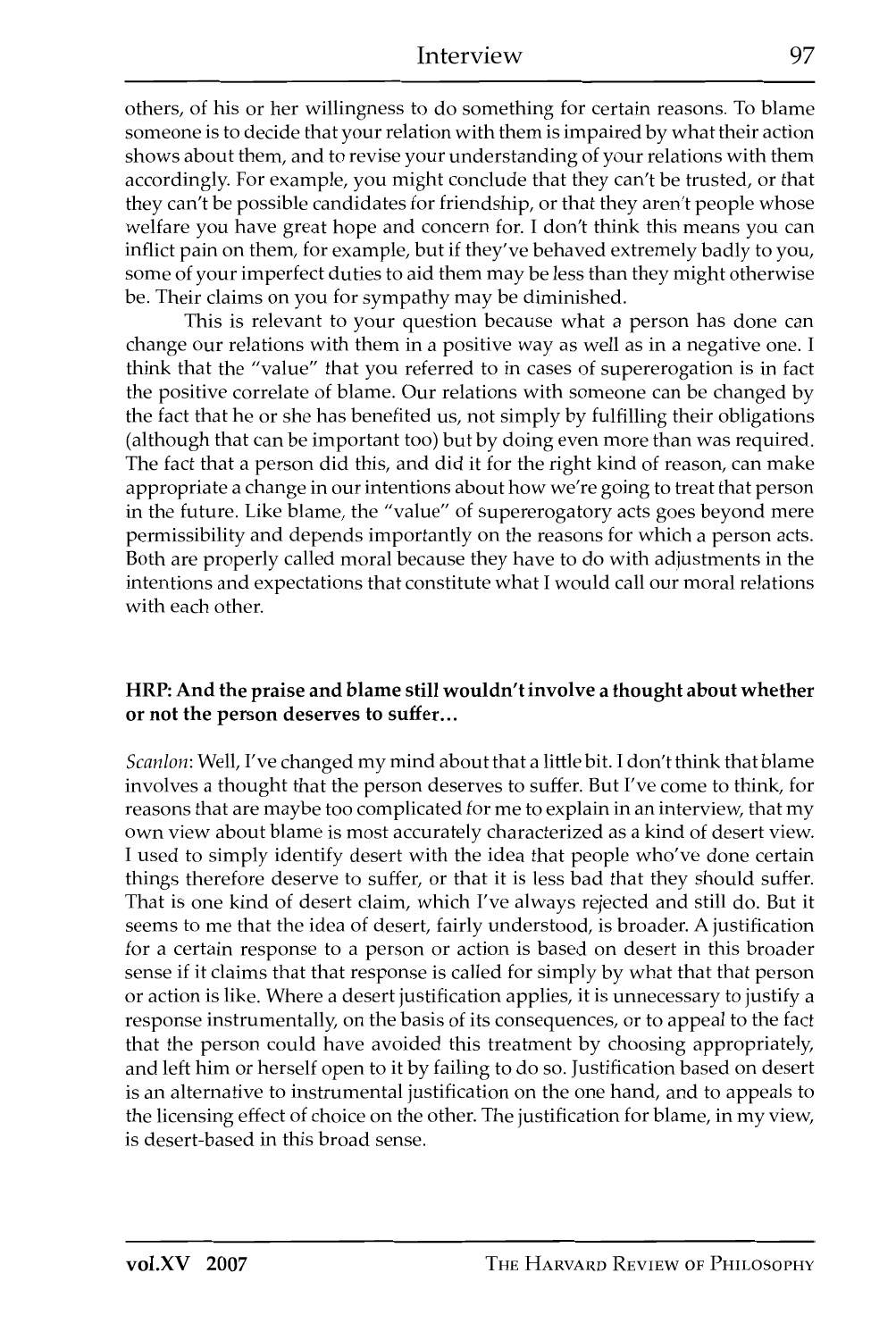others, of his or her willingness to do something for certain reasons. To blame someone is to decide that your relation with them is impaired by what their action shows about them, and to revise your understanding of your relations with them accordingly. For example, you might conclude that they can't be trusted, or that they can't be possible candidates for friendship, or that they aren't people whose welfare you have great hope and concern for. I don't think this means you can inflict pain on them, for example, but if they've behaved extremely badly to you, some of your imperfect duties to aid them may be less than they might otherwise be. Their claims on you for sympathy may be diminished.

This is relevant to your question because what a person has done can change our relations with them in a positive way as well as in a negative one. I think that the "value" that you referred to in cases of supererogation is in fact the positive correlate of blame. Our relations with someone can be changed by the fact that he or she has benefited us, not simply by fulfilling their obligations (although that can be important too) but by doing even more than was required. The fact that a person did this, and did it for the right kind of reason, can make appropriate a change in our intentions about how we're going to treat that person in the future. Like blame, the "value" of supererogatory acts goes beyond mere permissibility and depends importantly on the reasons for which a person acts. Both are properly called moral because they have to do with adjustments in the intentions and expectations that constitute what I would call our moral relations with each other.

**HRP: And the praise and blame still wouldn't involve a thought about whether or not the person deserves to suffer…**

*Scanlon*: Well, I've changed my mind about that a little bit. I don't think that blame involves a thought that the person deserves to suffer. But I've come to think, for reasons that are maybe too complicated for me to explain in an interview, that my own view about blame is most accurately characterized as a kind of desert view. I used to simply identify desert with the idea that people who've done certain things therefore deserve to suffer, or that it is less bad that they should suffer. That is one kind of desert claim, which I've always rejected and still do. But it seems to me that the idea of desert, fairly understood, is broader. A justification for a certain response to a person or action is based on desert in this broader sense if it claims that that response is called for simply by what that that person or action is like. Where a desert justification applies, it is unnecessary to justify a response instrumentally, on the basis of its consequences, or to appeal to the fact that the person could have avoided this treatment by choosing appropriately, and left him or herself open to it by failing to do so. Justification based on desert is an alternative to instrumental justification on the one hand, and to appeals to the licensing effect of choice on the other. The justification for blame, in my view, is desert-based in this broad sense.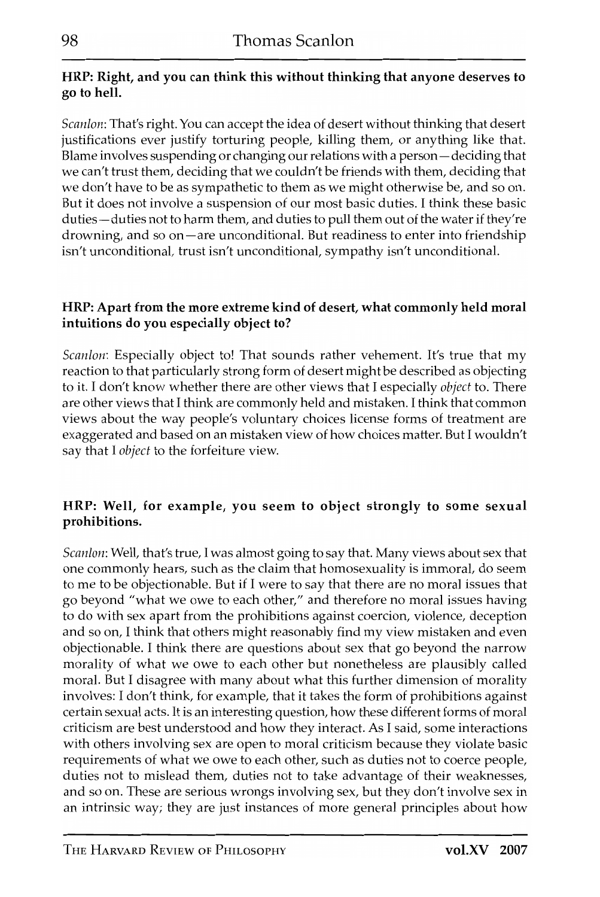**HRP: Right, and you can think this without thinking that anyone deserves to go to hell.**

*Scanlon*: That's right. You can accept the idea of desert without thinking that desert justifications ever justify torturing people, killing them, or anything like that. Blame involves suspending or changing our relations with a person—deciding that we can't trust them, deciding that we couldn't be friends with them, deciding that we don't have to be as sympathetic to them as we might otherwise be, and so on. But it does not involve a suspension of our most basic duties. I think these basic duties—duties not to harm them, and duties to pull them out of the water if they're drowning, and so on—are unconditional. But readiness to enter into friendship isn't unconditional, trust isn't unconditional, sympathy isn't unconditional.

**HRP: Apart from the more extreme kind of desert, what commonly held moral intuitions do you especially object to?**

*Scanlon*: Especially object to! That sounds rather vehement. It's true that my reaction to that particularly strong form of desert might be described as objecting to it. I don't know whether there are other views that I especially *object* to. There are other views that I think are commonly held and mistaken. I think that common views about the way people's voluntary choices license forms of treatment are exaggerated and based on an mistaken view of how choices matter. But I wouldn't say that I *object* to the forfeiture view.

**HRP: Well, for example, you seem to object strongly to some sexual prohibitions.**

*Scanlon*: Well, that's true, I was almost going to say that. Many views about sex that one commonly hears, such as the claim that homosexuality is immoral, do seem to me to be objectionable. But if I were to say that there are no moral issues that go beyond "what we owe to each other," and therefore no moral issues having to do with sex apart from the prohibitions against coercion, violence, deception and so on, I think that others might reasonably find my view mistaken and even objectionable. I think there are questions about sex that go beyond the narrow morality of what we owe to each other but nonetheless are plausibly called moral. But I disagree with many about what this further dimension of morality involves: I don't think, for example, that it takes the form of prohibitions against certain sexual acts. It is an interesting question, how these different forms of moral criticism are best understood and how they interact. As I said, some interactions with others involving sex are open to moral criticism because they violate basic requirements of what we owe to each other, such as duties not to coerce people, duties not to mislead them, duties not to take advantage of their weaknesses, and so on. These are serious wrongs involving sex, but they don't involve sex in an intrinsic way; they are just instances of more general principles about how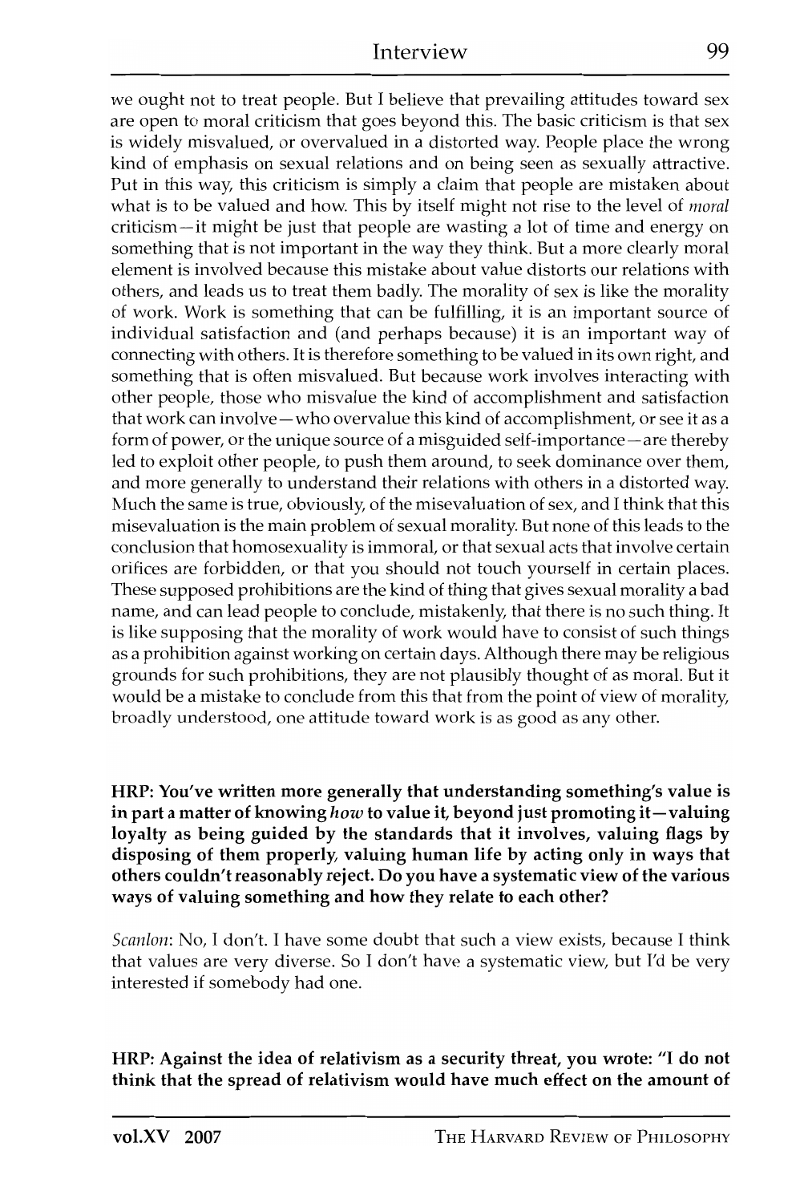we ought not to treat people. But I believe that prevailing attitudes toward sex are open to moral criticism that goes beyond this. The basic criticism is that sex is widely misvalued, or overvalued in a distorted way. People place the wrong kind of emphasis on sexual relations and on being seen as sexually attractive. Put in this way, this criticism is simply a claim that people are mistaken about what is to be valued and how. This by itself might not rise to the level of *moral* criticism—it might be just that people are wasting a lot of time and energy on something that is not important in the way they think. But a more clearly moral element is involved because this mistake about value distorts our relations with others, and leads us to treat them badly. The morality of sex is like the morality of work. Work is something that can be fulfilling, it is an important source of individual satisfaction and (and perhaps because) it is an important way of connecting with others. It is therefore something to be valued in its own right, and something that is often misvalued. But because work involves interacting with other people, those who misvalue the kind of accomplishment and satisfaction that work can involve—who overvalue this kind of accomplishment, or see it as a form of power, or the unique source of a misguided self-importance—are thereby led to exploit other people, to push them around, to seek dominance over them, and more generally to understand their relations with others in a distorted way. Much the same is true, obviously, of the misevaluation of sex, and I think that this misevaluation is the main problem of sexual morality. But none of this leads to the conclusion that homosexuality is immoral, or that sexual acts that involve certain orifices are forbidden, or that you should not touch yourself in certain places. These supposed prohibitions are the kind of thing that gives sexual morality a bad name, and can lead people to conclude, mistakenly, that there is no such thing. It is like supposing that the morality of work would have to consist of such things as a prohibition against working on certain days. Although there may be religious grounds for such prohibitions, they are not plausibly thought of as moral. But it would be a mistake to conclude from this that from the point of view of morality, broadly understood, one attitude toward work is as good as any other.

**HRP: You've written more generally that understanding something's value is in part a matter of knowing *how* to value it, beyond just promoting it—valuing loyalty as being guided by the standards that it involves, valuing flags by disposing of them properly, valuing human life by acting only in ways that others couldn't reasonably reject. Do you have a systematic view of the various ways of valuing something and how they relate to each other?**

*Scanlon*: No, I don't. I have some doubt that such a view exists, because I think that values are very diverse. So I don't have a systematic view, but I'd be very interested if somebody had one.

**HRP: Against the idea of relativism as a security threat, you wrote: "I do not think that the spread of relativism would have much effect on the amount of**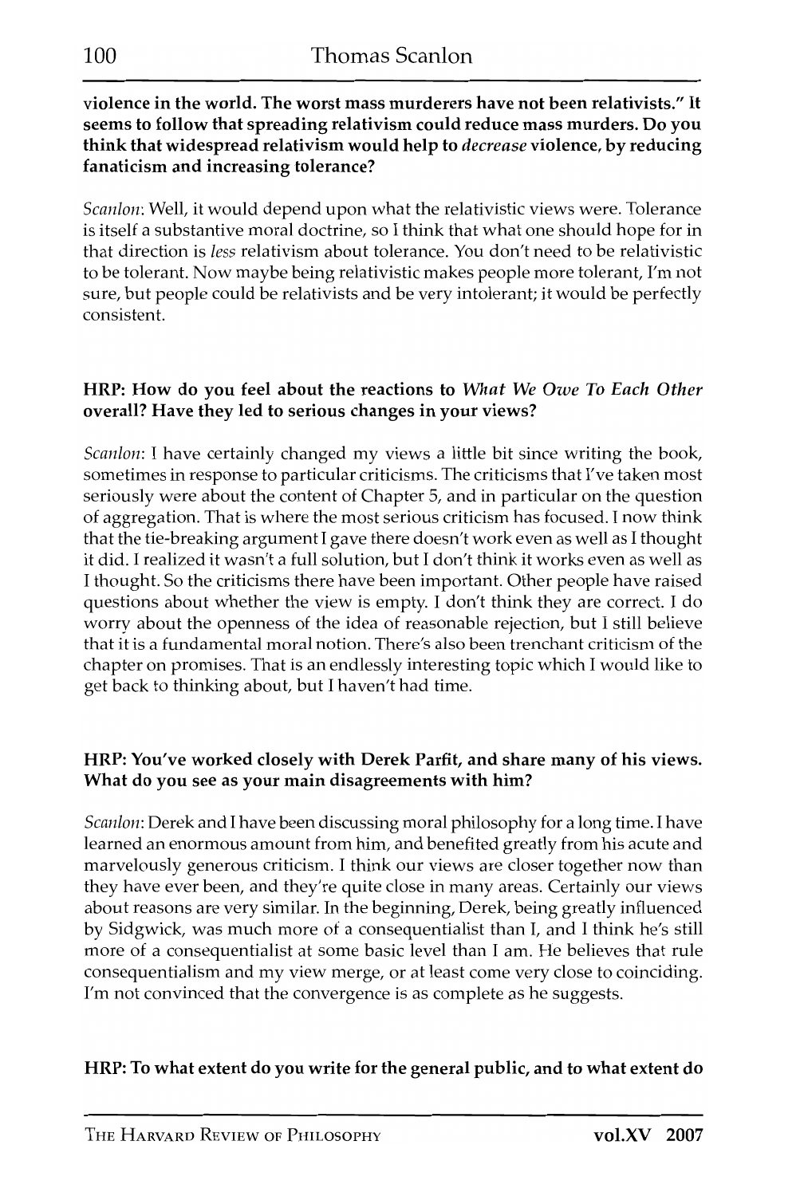**violence in the world. The worst mass murderers have not been relativists." It seems to follow that spreading relativism could reduce mass murders. Do you think that widespread relativism would help to *decrease* violence, by reducing fanaticism and increasing tolerance?**

*Scanlon*: Well, it would depend upon what the relativistic views were. Tolerance is itself a substantive moral doctrine, so I think that what one should hope for in that direction is *less* relativism about tolerance. You don't need to be relativistic to be tolerant. Now maybe being relativistic makes people more tolerant, I'm not sure, but people could be relativists and be very intolerant; it would be perfectly consistent.

**HRP: How do you feel about the reactions to *What We Owe To Each Other* overall? Have they led to serious changes in your views?**

*Scanlon*: I have certainly changed my views a little bit since writing the book, sometimes in response to particular criticisms. The criticisms that I've taken most seriously were about the content of Chapter 5, and in particular on the question of aggregation. That is where the most serious criticism has focused. I now think that the tie-breaking argument I gave there doesn't work even as well as I thought it did. I realized it wasn't a full solution, but I don't think it works even as well as I thought. So the criticisms there have been important. Other people have raised questions about whether the view is empty. I don't think they are correct. I do worry about the openness of the idea of reasonable rejection, but I still believe that it is a fundamental moral notion. There's also been trenchant criticism of the chapter on promises. That is an endlessly interesting topic which I would like to get back to thinking about, but I haven't had time.

**HRP: You've worked closely with Derek Parfit, and share many of his views. What do you see as your main disagreements with him?**

*Scanlon*: Derek and I have been discussing moral philosophy for a long time. I have learned an enormous amount from him, and benefited greatly from his acute and marvelously generous criticism. I think our views are closer together now than they have ever been, and they're quite close in many areas. Certainly our views about reasons are very similar. In the beginning, Derek, being greatly influenced by Sidgwick, was much more of a consequentialist than I, and I think he's still more of a consequentialist at some basic level than I am. He believes that rule consequentialism and my view merge, or at least come very close to coinciding. I'm not convinced that the convergence is as complete as he suggests.

**HRP: To what extent do you write for the general public, and to what extent do**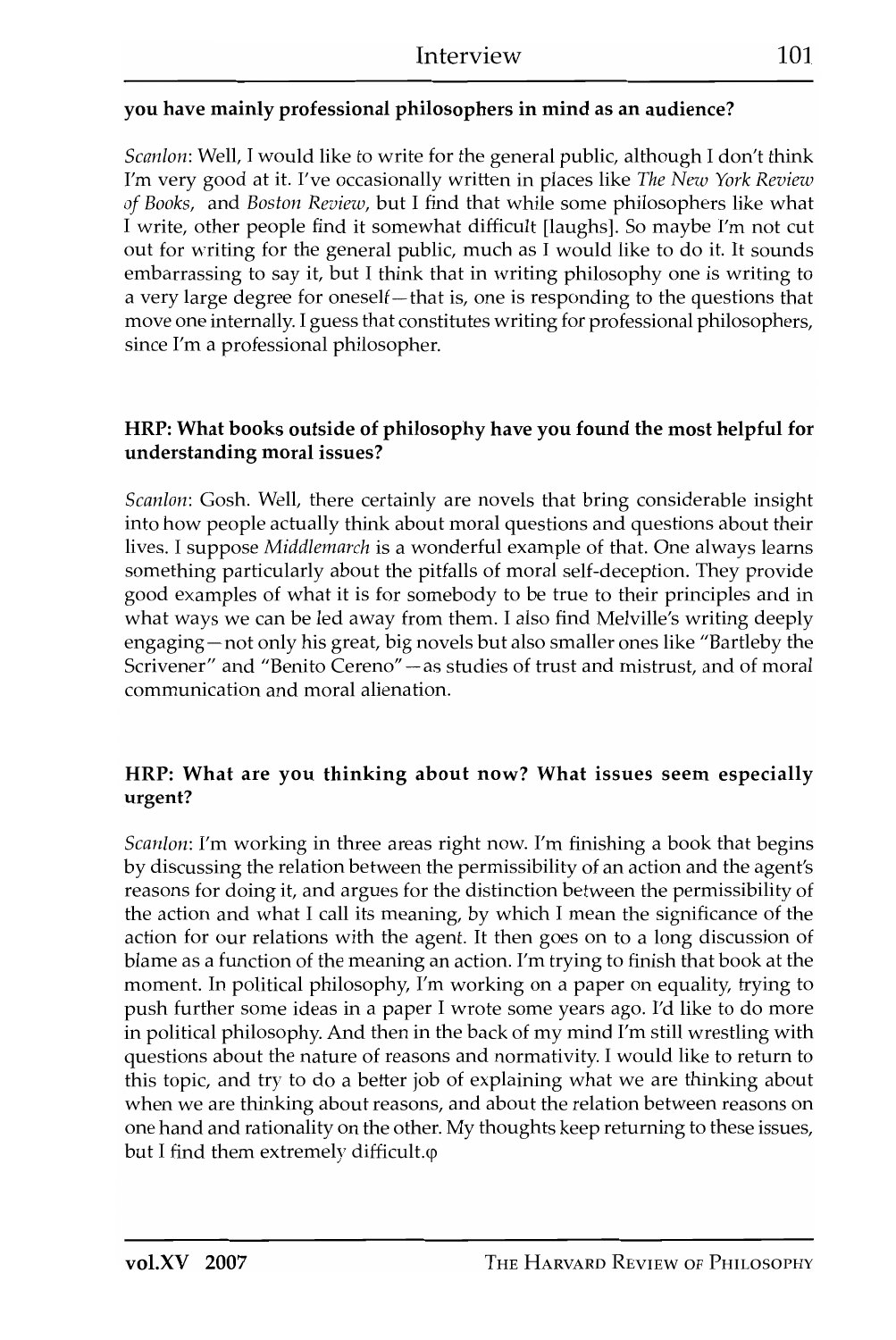**you have mainly professional philosophers in mind as an audience?**

*Scanlon*: Well, I would like to write for the general public, although I don't think I'm very good at it. I've occasionally written in places like *The New York Review of Books*, and *Boston Review*, but I find that while some philosophers like what I write, other people find it somewhat difficult [laughs]. So maybe I'm not cut out for writing for the general public, much as I would like to do it. It sounds embarrassing to say it, but I think that in writing philosophy one is writing to a very large degree for oneself—that is, one is responding to the questions that move one internally. I guess that constitutes writing for professional philosophers, since I'm a professional philosopher.

**HRP: What books outside of philosophy have you found the most helpful for understanding moral issues?**

*Scanlon*: Gosh. Well, there certainly are novels that bring considerable insight into how people actually think about moral questions and questions about their lives. I suppose *Middlemarch* is a wonderful example of that. One always learns something particularly about the pitfalls of moral self-deception. They provide good examples of what it is for somebody to be true to their principles and in what ways we can be led away from them. I also find Melville's writing deeply engaging—not only his great, big novels but also smaller ones like "Bartleby the Scrivener" and "Benito Cereno"—as studies of trust and mistrust, and of moral communication and moral alienation.

**HRP: What are you thinking about now? What issues seem especially urgent?**

*Scanlon*: I'm working in three areas right now. I'm finishing a book that begins by discussing the relation between the permissibility of an action and the agent's reasons for doing it, and argues for the distinction between the permissibility of the action and what I call its meaning, by which I mean the significance of the action for our relations with the agent. It then goes on to a long discussion of blame as a function of the meaning an action. I'm trying to finish that book at the moment. In political philosophy, I'm working on a paper on equality, trying to push further some ideas in a paper I wrote some years ago. I'd like to do more in political philosophy. And then in the back of my mind I'm still wrestling with questions about the nature of reasons and normativity. I would like to return to this topic, and try to do a better job of explaining what we are thinking about when we are thinking about reasons, and about the relation between reasons on one hand and rationality on the other. My thoughts keep returning to these issues, but I find them extremely difficult.φ